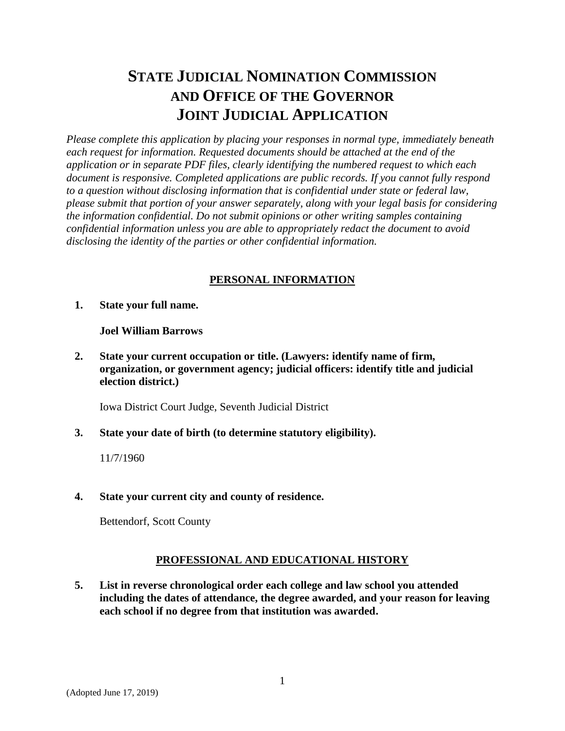# STATE JUDICIAL NOMINATION COMMISSION AND OFFICE OF THE GOVERNOR JOINT JUDICIAL APPLICATION

*Please complete this application by placing your responses in normal type, immediately beneath each request for information. Requested documents should be attached at the end of the application or in separate PDF files, clearly identifying the numbered request to which each document is responsive. Completed applications are public records. If you cannot fully respond to a question without disclosing information that is confidential under state or federal law, please submit that portion of your answer separately, along with your legal basis for considering the information confidential. Do not submit opinions or other writing samples containing confidential information unless you are able to appropriately redact the document to avoid disclosing the identity of the parties or other confidential information.*

## PERSONAL INFORMATION

**1. State your full name.**

**Joel William Barrows**

**2. State your current occupation or title. (Lawyers: identify name of firm, organization, or government agency; judicial officers: identify title and judicial election district.)**

Iowa District Court Judge, Seventh Judicial District

**3. State your date of birth (to determine statutory eligibility).**

11/7/1960

**4. State your current city and county of residence.**

Bettendorf, Scott County

## PROFESSIONAL AND EDUCATIONAL HISTORY

**5. List in reverse chronological order each college and law school you attended including the dates of attendance, the degree awarded, and your reason for leaving each school if no degree from that institution was awarded.**

(Adopted June 17, 2019)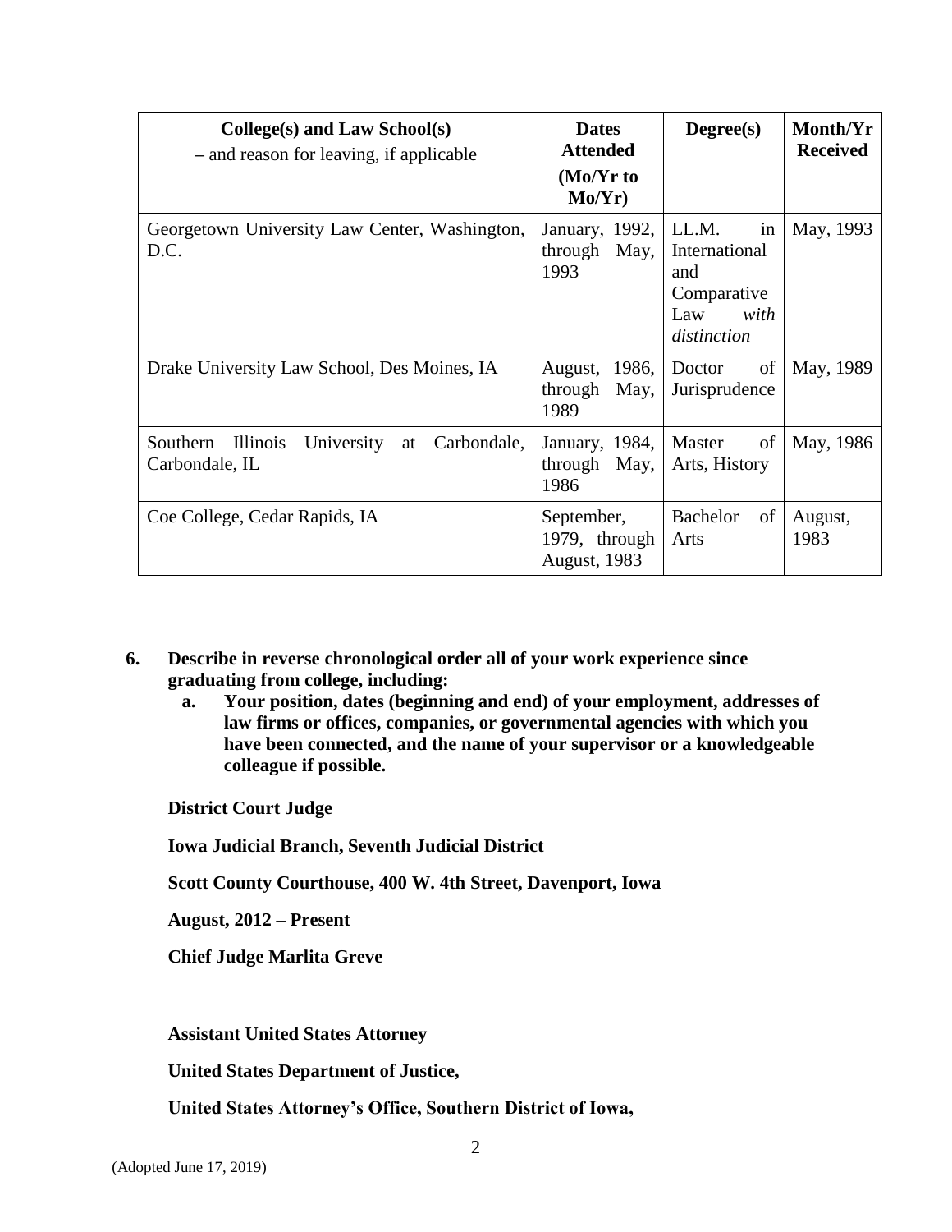| College(s) and Law School(s) – and reason for leaving, if applicable | Dates Attended (Mo/Yr to Mo/Yr) | Degree(s) | Month/Yr Received |
|---|---|---|---|
| Georgetown University Law Center, Washington, D.C. | January, 1992, through May, 1993 | LL.M. in International and Comparative Law *with distinction* | May, 1993 |
| Drake University Law School, Des Moines, IA | August, 1986, through May, 1989 | Doctor of Jurisprudence | May, 1989 |
| Southern Illinois University at Carbondale, Carbondale, IL | January, 1984, through May, 1986 | Master of Arts, History | May, 1986 |
| Coe College, Cedar Rapids, IA | September, 1979, through August, 1983 | Bachelor of Arts | August, 1983 |

**6. Describe in reverse chronological order all of your work experience since graduating from college, including:**

**a. Your position, dates (beginning and end) of your employment, addresses of law firms or offices, companies, or governmental agencies with which you have been connected, and the name of your supervisor or a knowledgeable colleague if possible.**

**District Court Judge**

**Iowa Judicial Branch, Seventh Judicial District**

**Scott County Courthouse, 400 W. 4th Street, Davenport, Iowa**

**August, 2012 – Present**

**Chief Judge Marlita Greve**

**Assistant United States Attorney**

**United States Department of Justice,**

**United States Attorney's Office, Southern District of Iowa,**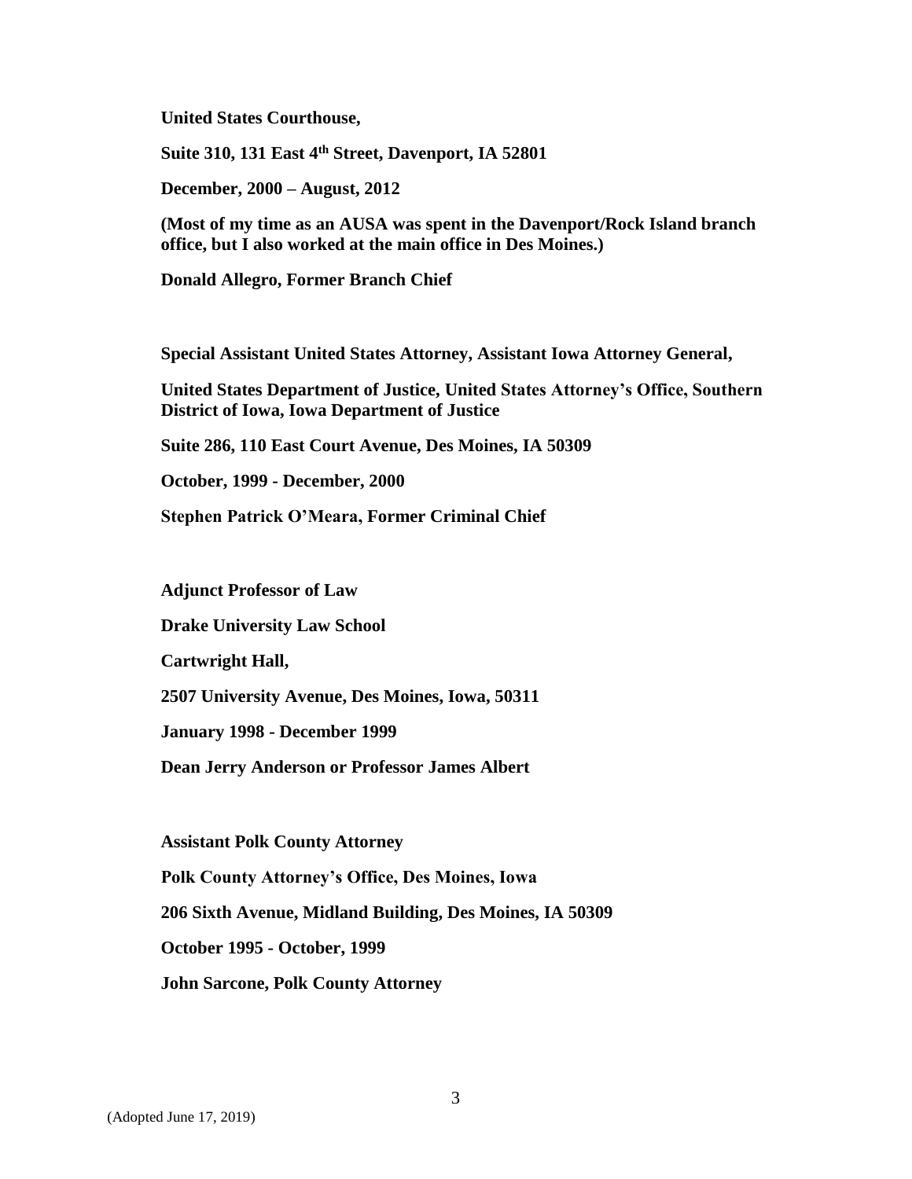**United States Courthouse,**

**Suite 310, 131 East 4th Street, Davenport, IA 52801**

**December, 2000 – August, 2012**

**(Most of my time as an AUSA was spent in the Davenport/Rock Island branch office, but I also worked at the main office in Des Moines.)**

**Donald Allegro, Former Branch Chief**

**Special Assistant United States Attorney, Assistant Iowa Attorney General,**

**United States Department of Justice, United States Attorney's Office, Southern District of Iowa, Iowa Department of Justice**

**Suite 286, 110 East Court Avenue, Des Moines, IA 50309**

**October, 1999 - December, 2000**

**Stephen Patrick O'Meara, Former Criminal Chief**

**Adjunct Professor of Law**

**Drake University Law School**

**Cartwright Hall,**

**2507 University Avenue, Des Moines, Iowa, 50311**

**January 1998 - December 1999**

**Dean Jerry Anderson or Professor James Albert**

**Assistant Polk County Attorney**

**Polk County Attorney's Office, Des Moines, Iowa**

**206 Sixth Avenue, Midland Building, Des Moines, IA 50309**

**October 1995 - October, 1999**

**John Sarcone, Polk County Attorney**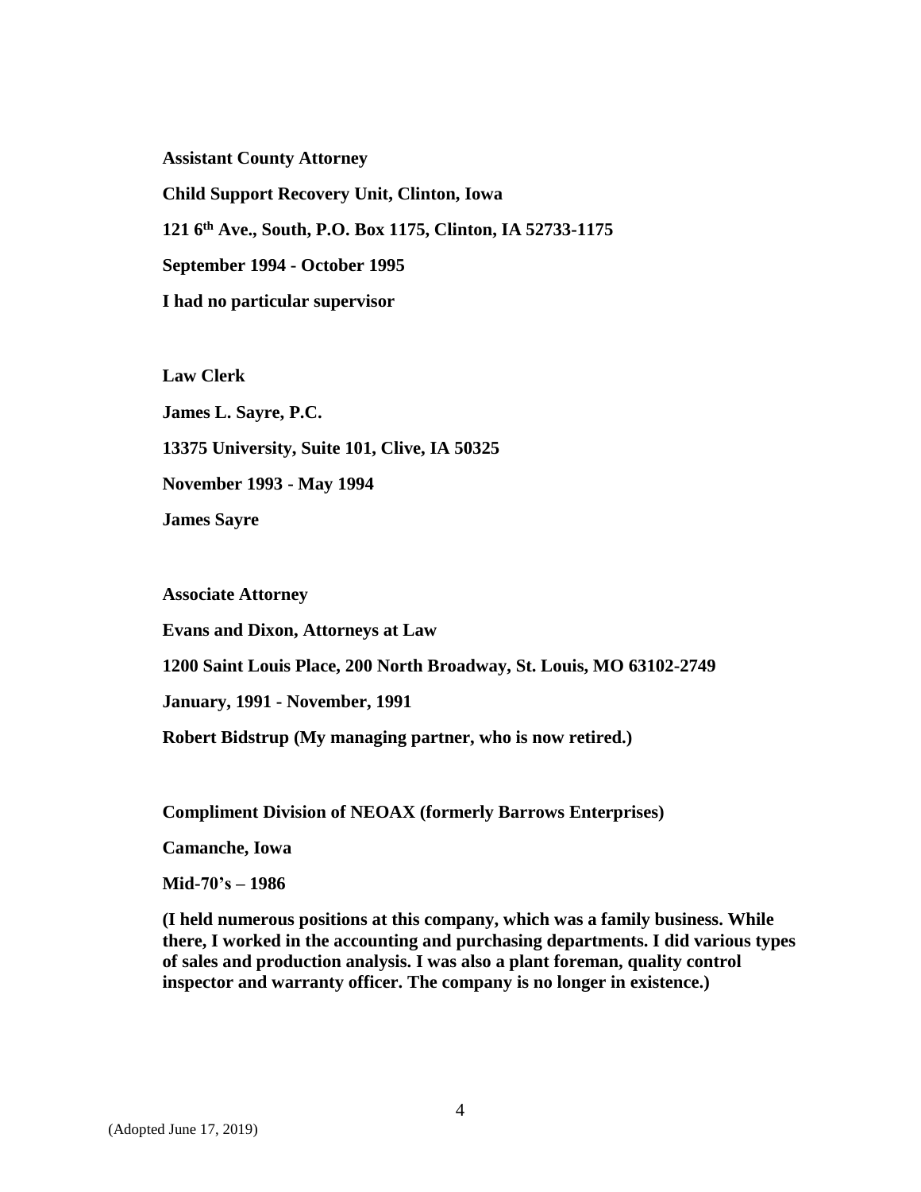**Assistant County Attorney**

**Child Support Recovery Unit, Clinton, Iowa**

**121 6th Ave., South, P.O. Box 1175, Clinton, IA 52733-1175**

**September 1994 - October 1995**

**I had no particular supervisor**

**Law Clerk**

**James L. Sayre, P.C.**

**13375 University, Suite 101, Clive, IA 50325**

**November 1993 - May 1994**

**James Sayre**

**Associate Attorney**

**Evans and Dixon, Attorneys at Law**

**1200 Saint Louis Place, 200 North Broadway, St. Louis, MO 63102-2749**

**January, 1991 - November, 1991**

**Robert Bidstrup (My managing partner, who is now retired.)**

**Compliment Division of NEOAX (formerly Barrows Enterprises)**

**Camanche, Iowa**

**Mid-70's – 1986**

**(I held numerous positions at this company, which was a family business. While there, I worked in the accounting and purchasing departments. I did various types of sales and production analysis. I was also a plant foreman, quality control inspector and warranty officer. The company is no longer in existence.)**

(Adopted June 17, 2019)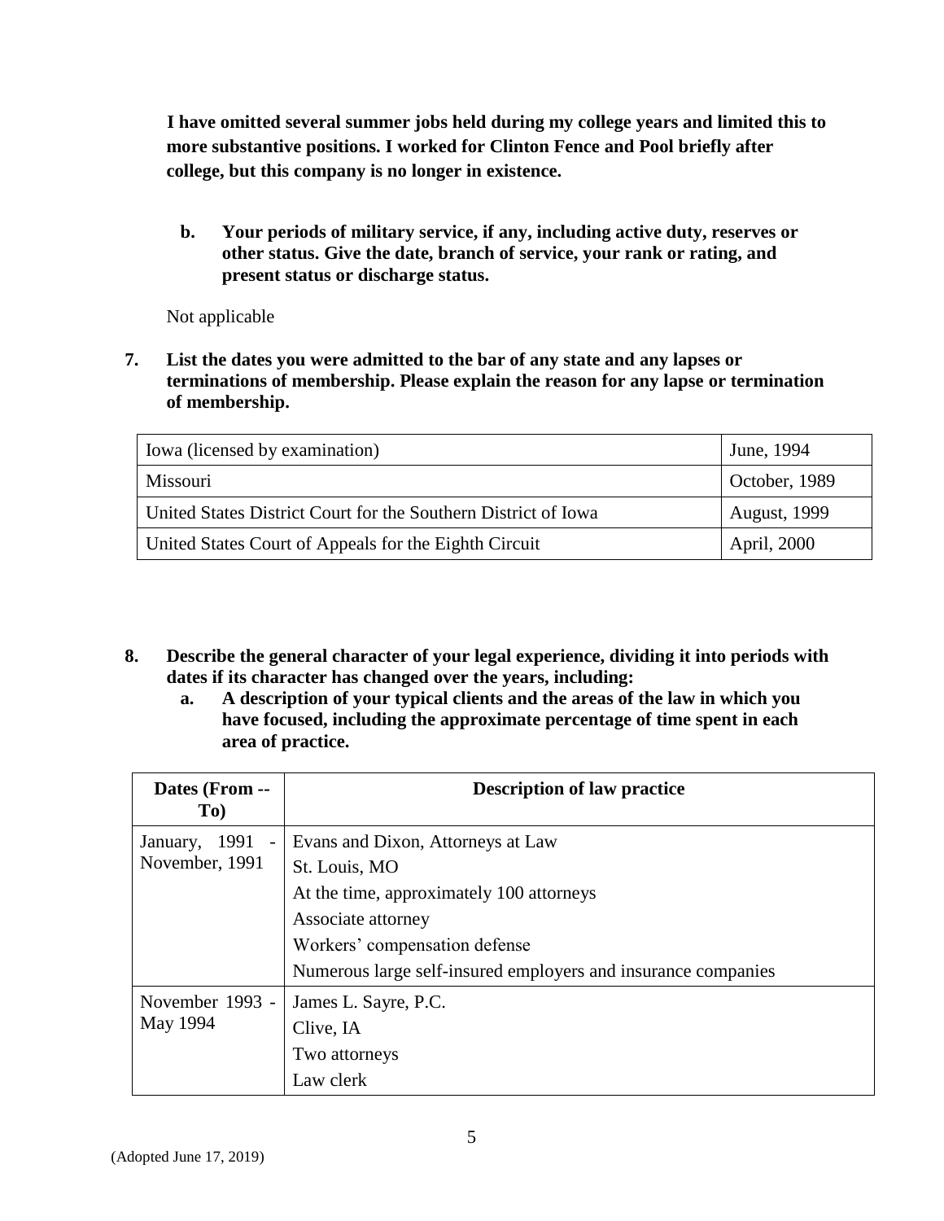**I have omitted several summer jobs held during my college years and limited this to more substantive positions. I worked for Clinton Fence and Pool briefly after college, but this company is no longer in existence.**

**b. Your periods of military service, if any, including active duty, reserves or other status. Give the date, branch of service, your rank or rating, and present status or discharge status.**

Not applicable

**7. List the dates you were admitted to the bar of any state and any lapses or terminations of membership. Please explain the reason for any lapse or termination of membership.**

| | |
|---|---|
| Iowa (licensed by examination) | June, 1994 |
| Missouri | October, 1989 |
| United States District Court for the Southern District of Iowa | August, 1999 |
| United States Court of Appeals for the Eighth Circuit | April, 2000 |

**8. Describe the general character of your legal experience, dividing it into periods with dates if its character has changed over the years, including:**

**a. A description of your typical clients and the areas of the law in which you have focused, including the approximate percentage of time spent in each area of practice.**

| Dates (From -- To) | Description of law practice |
|---|---|
| January, 1991 - November, 1991 | Evans and Dixon, Attorneys at Law<br>St. Louis, MO<br>At the time, approximately 100 attorneys<br>Associate attorney<br>Workers' compensation defense<br>Numerous large self-insured employers and insurance companies |
| November 1993 - May 1994 | James L. Sayre, P.C.<br>Clive, IA<br>Two attorneys<br>Law clerk |

(Adopted June 17, 2019)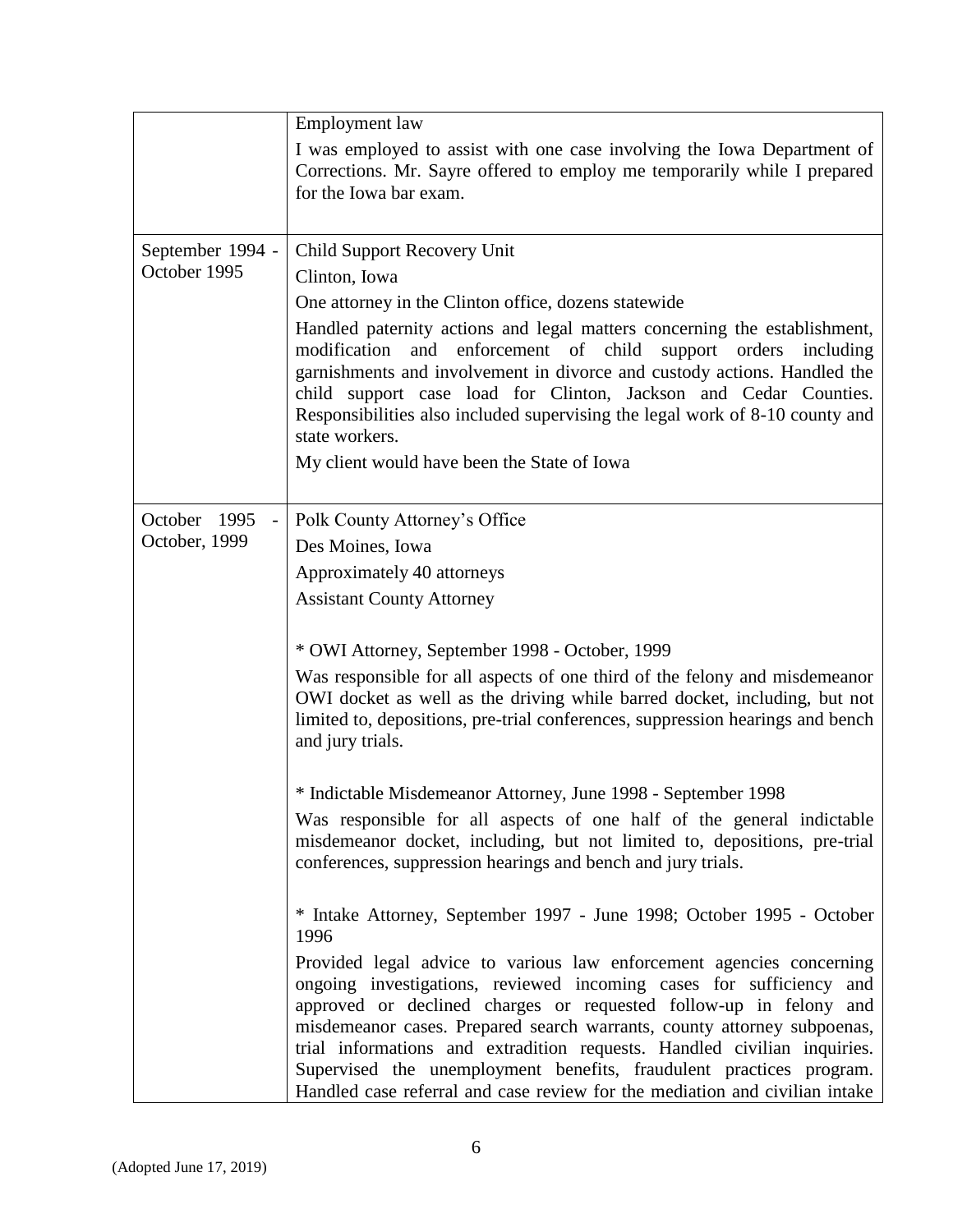| | |
|---|---|
| | Employment law<br><br>I was employed to assist with one case involving the Iowa Department of Corrections. Mr. Sayre offered to employ me temporarily while I prepared for the Iowa bar exam. |
| September 1994 - October 1995 | Child Support Recovery Unit<br><br>Clinton, Iowa<br><br>One attorney in the Clinton office, dozens statewide<br><br>Handled paternity actions and legal matters concerning the establishment, modification and enforcement of child support orders including garnishments and involvement in divorce and custody actions. Handled the child support case load for Clinton, Jackson and Cedar Counties. Responsibilities also included supervising the legal work of 8-10 county and state workers.<br><br>My client would have been the State of Iowa |
| October 1995 - October, 1999 | Polk County Attorney's Office<br><br>Des Moines, Iowa<br><br>Approximately 40 attorneys<br><br>Assistant County Attorney<br><br>* OWI Attorney, September 1998 - October, 1999<br><br>Was responsible for all aspects of one third of the felony and misdemeanor OWI docket as well as the driving while barred docket, including, but not limited to, depositions, pre-trial conferences, suppression hearings and bench and jury trials.<br><br>* Indictable Misdemeanor Attorney, June 1998 - September 1998<br><br>Was responsible for all aspects of one half of the general indictable misdemeanor docket, including, but not limited to, depositions, pre-trial conferences, suppression hearings and bench and jury trials.<br><br>* Intake Attorney, September 1997 - June 1998; October 1995 - October 1996<br><br>Provided legal advice to various law enforcement agencies concerning ongoing investigations, reviewed incoming cases for sufficiency and approved or declined charges or requested follow-up in felony and misdemeanor cases. Prepared search warrants, county attorney subpoenas, trial informations and extradition requests. Handled civilian inquiries. Supervised the unemployment benefits, fraudulent practices program. Handled case referral and case review for the mediation and civilian intake |

(Adopted June 17, 2019)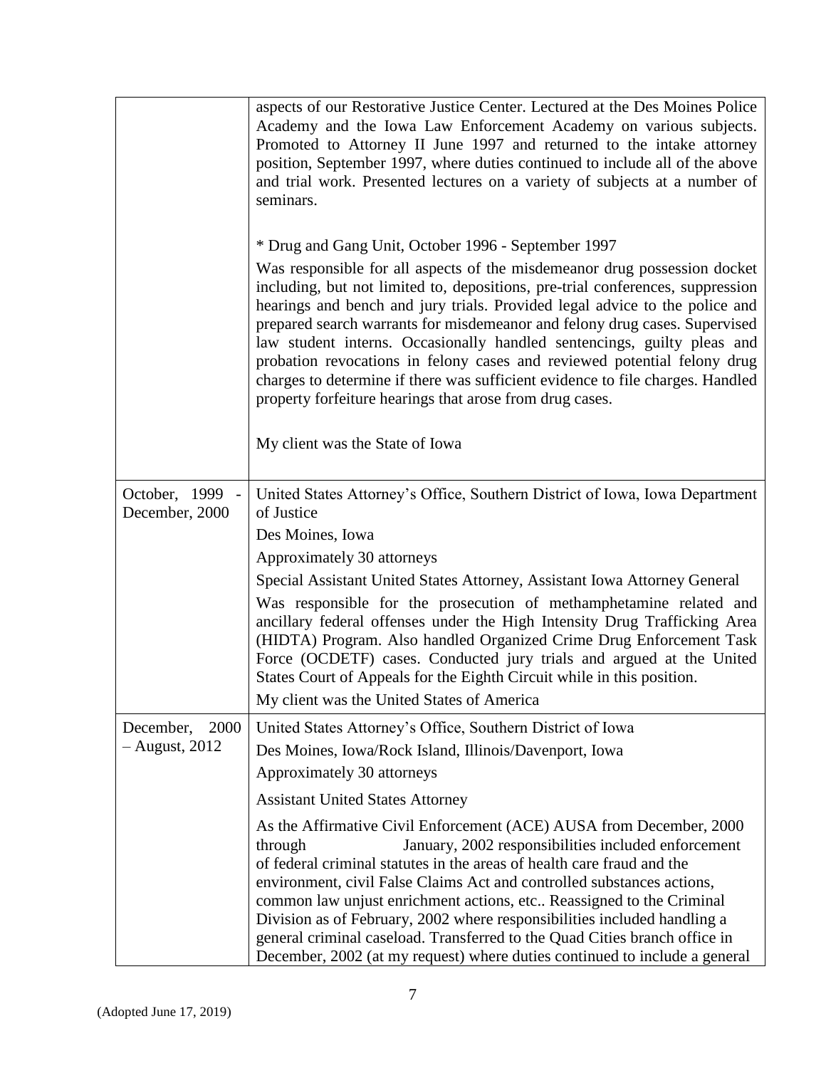| | |
|---|---|
| | aspects of our Restorative Justice Center. Lectured at the Des Moines Police Academy and the Iowa Law Enforcement Academy on various subjects. Promoted to Attorney II June 1997 and returned to the intake attorney position, September 1997, where duties continued to include all of the above and trial work. Presented lectures on a variety of subjects at a number of seminars.<br><br>* Drug and Gang Unit, October 1996 - September 1997<br><br>Was responsible for all aspects of the misdemeanor drug possession docket including, but not limited to, depositions, pre-trial conferences, suppression hearings and bench and jury trials. Provided legal advice to the police and prepared search warrants for misdemeanor and felony drug cases. Supervised law student interns. Occasionally handled sentencings, guilty pleas and probation revocations in felony cases and reviewed potential felony drug charges to determine if there was sufficient evidence to file charges. Handled property forfeiture hearings that arose from drug cases.<br><br>My client was the State of Iowa |
| October, 1999 - December, 2000 | United States Attorney's Office, Southern District of Iowa, Iowa Department of Justice<br>Des Moines, Iowa<br>Approximately 30 attorneys<br>Special Assistant United States Attorney, Assistant Iowa Attorney General<br>Was responsible for the prosecution of methamphetamine related and ancillary federal offenses under the High Intensity Drug Trafficking Area (HIDTA) Program. Also handled Organized Crime Drug Enforcement Task Force (OCDETF) cases. Conducted jury trials and argued at the United States Court of Appeals for the Eighth Circuit while in this position.<br>My client was the United States of America |
| December, 2000 – August, 2012 | United States Attorney's Office, Southern District of Iowa<br>Des Moines, Iowa/Rock Island, Illinois/Davenport, Iowa<br>Approximately 30 attorneys<br>Assistant United States Attorney<br>As the Affirmative Civil Enforcement (ACE) AUSA from December, 2000 through January, 2002 responsibilities included enforcement of federal criminal statutes in the areas of health care fraud and the environment, civil False Claims Act and controlled substances actions, common law unjust enrichment actions, etc.. Reassigned to the Criminal Division as of February, 2002 where responsibilities included handling a general criminal caseload. Transferred to the Quad Cities branch office in December, 2002 (at my request) where duties continued to include a general |

(Adopted June 17, 2019)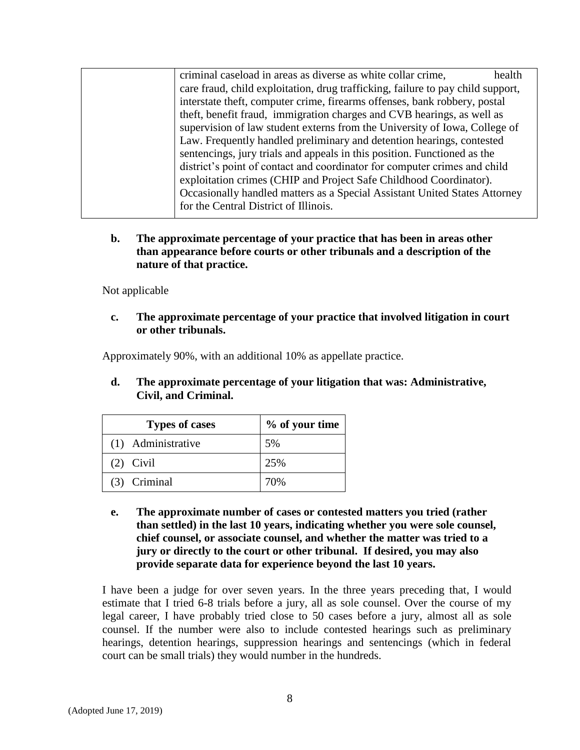| | criminal caseload in areas as diverse as white collar crime, health care fraud, child exploitation, drug trafficking, failure to pay child support, interstate theft, computer crime, firearms offenses, bank robbery, postal theft, benefit fraud, immigration charges and CVB hearings, as well as supervision of law student externs from the University of Iowa, College of Law. Frequently handled preliminary and detention hearings, contested sentencings, jury trials and appeals in this position. Functioned as the district's point of contact and coordinator for computer crimes and child exploitation crimes (CHIP and Project Safe Childhood Coordinator). Occasionally handled matters as a Special Assistant United States Attorney for the Central District of Illinois. |
|---|---|

**b. The approximate percentage of your practice that has been in areas other than appearance before courts or other tribunals and a description of the nature of that practice.**

Not applicable

**c. The approximate percentage of your practice that involved litigation in court or other tribunals.**

Approximately 90%, with an additional 10% as appellate practice.

**d. The approximate percentage of your litigation that was: Administrative, Civil, and Criminal.**

| Types of cases | % of your time |
|---|---|
| (1) Administrative | 5% |
| (2) Civil | 25% |
| (3) Criminal | 70% |

**e. The approximate number of cases or contested matters you tried (rather than settled) in the last 10 years, indicating whether you were sole counsel, chief counsel, or associate counsel, and whether the matter was tried to a jury or directly to the court or other tribunal. If desired, you may also provide separate data for experience beyond the last 10 years.**

I have been a judge for over seven years. In the three years preceding that, I would estimate that I tried 6-8 trials before a jury, all as sole counsel. Over the course of my legal career, I have probably tried close to 50 cases before a jury, almost all as sole counsel. If the number were also to include contested hearings such as preliminary hearings, detention hearings, suppression hearings and sentencings (which in federal court can be small trials) they would number in the hundreds.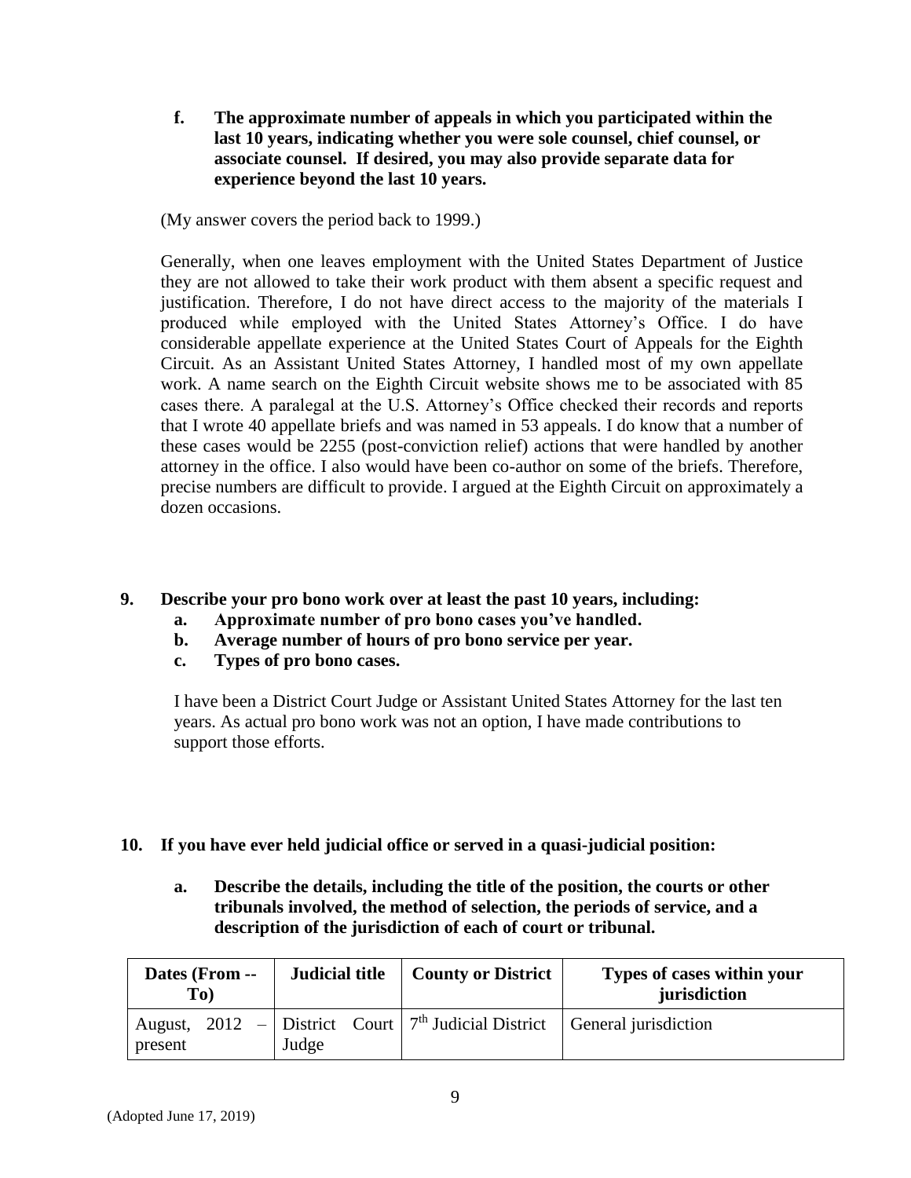**f. The approximate number of appeals in which you participated within the last 10 years, indicating whether you were sole counsel, chief counsel, or associate counsel. If desired, you may also provide separate data for experience beyond the last 10 years.**

(My answer covers the period back to 1999.)

Generally, when one leaves employment with the United States Department of Justice they are not allowed to take their work product with them absent a specific request and justification. Therefore, I do not have direct access to the majority of the materials I produced while employed with the United States Attorney's Office. I do have considerable appellate experience at the United States Court of Appeals for the Eighth Circuit. As an Assistant United States Attorney, I handled most of my own appellate work. A name search on the Eighth Circuit website shows me to be associated with 85 cases there. A paralegal at the U.S. Attorney's Office checked their records and reports that I wrote 40 appellate briefs and was named in 53 appeals. I do know that a number of these cases would be 2255 (post-conviction relief) actions that were handled by another attorney in the office. I also would have been co-author on some of the briefs. Therefore, precise numbers are difficult to provide. I argued at the Eighth Circuit on approximately a dozen occasions.

**9. Describe your pro bono work over at least the past 10 years, including:**

**a. Approximate number of pro bono cases you've handled.**

**b. Average number of hours of pro bono service per year.**

**c. Types of pro bono cases.**

I have been a District Court Judge or Assistant United States Attorney for the last ten years. As actual pro bono work was not an option, I have made contributions to support those efforts.

**10. If you have ever held judicial office or served in a quasi-judicial position:**

**a. Describe the details, including the title of the position, the courts or other tribunals involved, the method of selection, the periods of service, and a description of the jurisdiction of each of court or tribunal.**

| Dates (From -- To) | Judicial title | County or District | Types of cases within your jurisdiction |
|---|---|---|---|
| August, 2012 – present | District Court Judge | 7th Judicial District | General jurisdiction |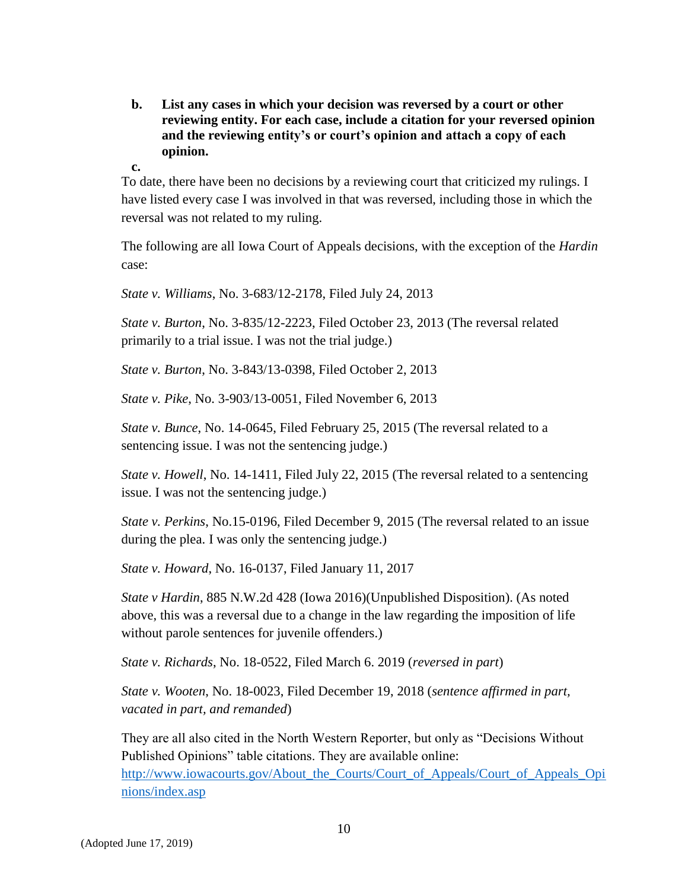**b. List any cases in which your decision was reversed by a court or other reviewing entity. For each case, include a citation for your reversed opinion and the reviewing entity's or court's opinion and attach a copy of each opinion.**

**c.**

To date, there have been no decisions by a reviewing court that criticized my rulings. I have listed every case I was involved in that was reversed, including those in which the reversal was not related to my ruling.

The following are all Iowa Court of Appeals decisions, with the exception of the *Hardin* case:

*State v. Williams*, No. 3-683/12-2178, Filed July 24, 2013

*State v. Burton*, No. 3-835/12-2223, Filed October 23, 2013 (The reversal related primarily to a trial issue. I was not the trial judge.)

*State v. Burton*, No. 3-843/13-0398, Filed October 2, 2013

*State v. Pike*, No. 3-903/13-0051, Filed November 6, 2013

*State v. Bunce*, No. 14-0645, Filed February 25, 2015 (The reversal related to a sentencing issue. I was not the sentencing judge.)

*State v. Howell*, No. 14-1411, Filed July 22, 2015 (The reversal related to a sentencing issue. I was not the sentencing judge.)

*State v. Perkins*, No.15-0196, Filed December 9, 2015 (The reversal related to an issue during the plea. I was only the sentencing judge.)

*State v. Howard*, No. 16-0137, Filed January 11, 2017

*State v Hardin*, 885 N.W.2d 428 (Iowa 2016)(Unpublished Disposition). (As noted above, this was a reversal due to a change in the law regarding the imposition of life without parole sentences for juvenile offenders.)

*State v. Richards*, No. 18-0522, Filed March 6. 2019 (*reversed in part*)

*State v. Wooten*, No. 18-0023, Filed December 19, 2018 (*sentence affirmed in part, vacated in part, and remanded*)

They are all also cited in the North Western Reporter, but only as "Decisions Without Published Opinions" table citations. They are available online: [http://www.iowacourts.gov/About_the_Courts/Court_of_Appeals/Court_of_Appeals_Opinions/index.asp](http://www.iowacourts.gov/About_the_Courts/Court_of_Appeals/Court_of_Appeals_Opinions/index.asp)

(Adopted June 17, 2019)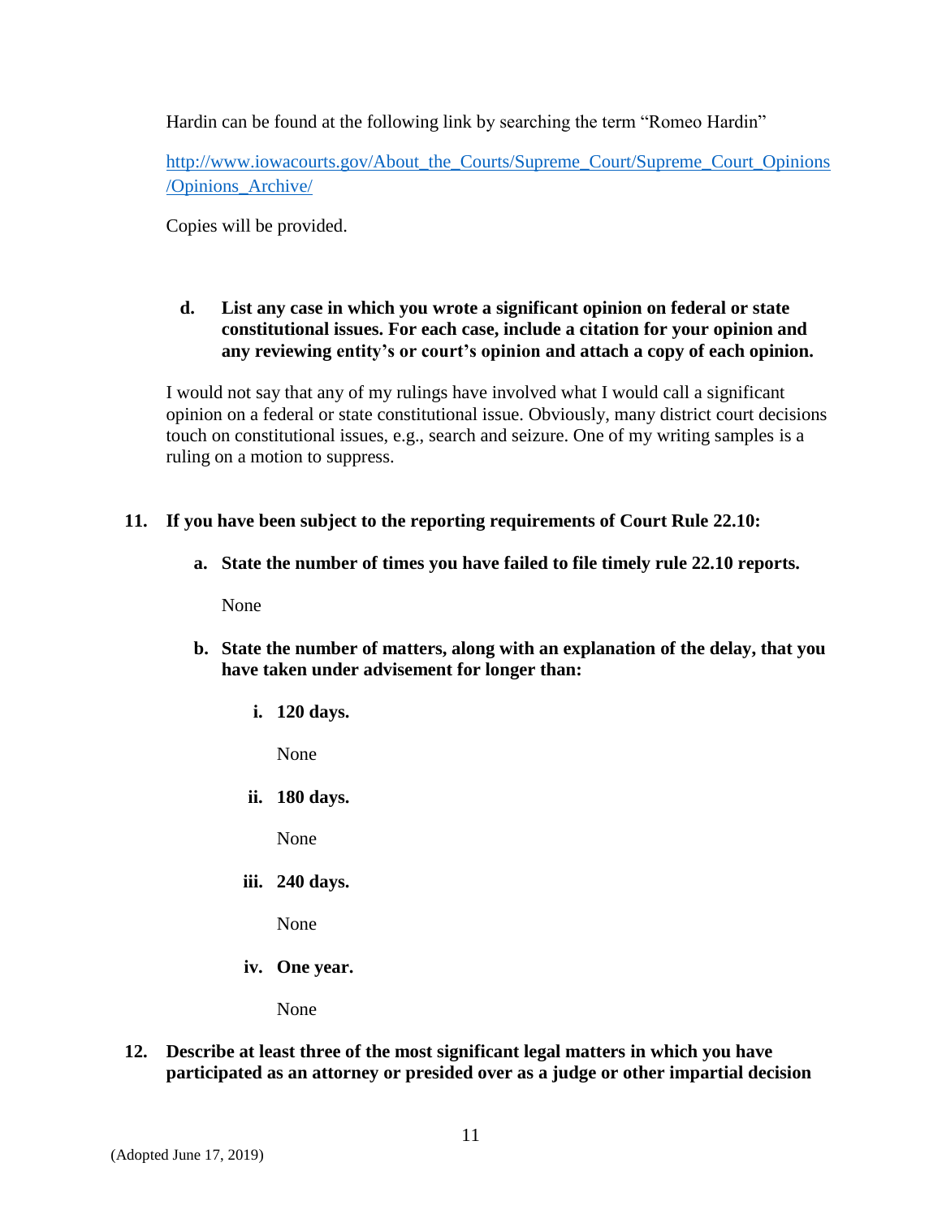Hardin can be found at the following link by searching the term "Romeo Hardin"

http://www.iowacourts.gov/About_the_Courts/Supreme_Court/Supreme_Court_Opinions/Opinions_Archive/

Copies will be provided.

**d. List any case in which you wrote a significant opinion on federal or state constitutional issues. For each case, include a citation for your opinion and any reviewing entity's or court's opinion and attach a copy of each opinion.**

I would not say that any of my rulings have involved what I would call a significant opinion on a federal or state constitutional issue. Obviously, many district court decisions touch on constitutional issues, e.g., search and seizure. One of my writing samples is a ruling on a motion to suppress.

**11. If you have been subject to the reporting requirements of Court Rule 22.10:**

**a. State the number of times you have failed to file timely rule 22.10 reports.**

None

**b. State the number of matters, along with an explanation of the delay, that you have taken under advisement for longer than:**

**i. 120 days.**

None

**ii. 180 days.**

None

**iii. 240 days.**

None

**iv. One year.**

None

**12. Describe at least three of the most significant legal matters in which you have participated as an attorney or presided over as a judge or other impartial decision**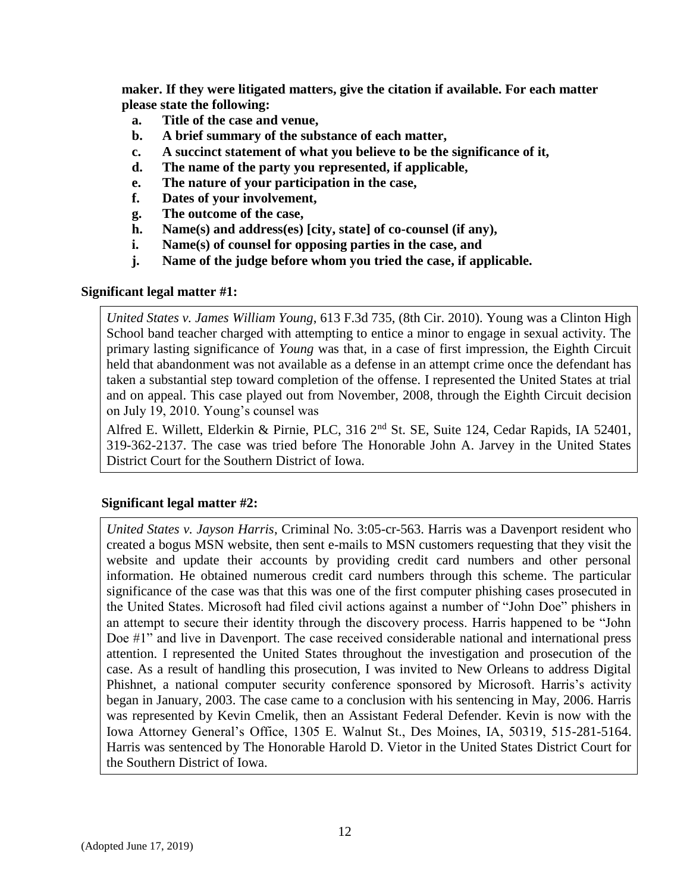**maker. If they were litigated matters, give the citation if available. For each matter please state the following:**

- **a. Title of the case and venue,**
- **b. A brief summary of the substance of each matter,**
- **c. A succinct statement of what you believe to be the significance of it,**
- **d. The name of the party you represented, if applicable,**
- **e. The nature of your participation in the case,**
- **f. Dates of your involvement,**
- **g. The outcome of the case,**
- **h. Name(s) and address(es) [city, state] of co-counsel (if any),**
- **i. Name(s) of counsel for opposing parties in the case, and**
- **j. Name of the judge before whom you tried the case, if applicable.**

**Significant legal matter #1:**

*United States v. James William Young*, 613 F.3d 735, (8th Cir. 2010). Young was a Clinton High School band teacher charged with attempting to entice a minor to engage in sexual activity. The primary lasting significance of *Young* was that, in a case of first impression, the Eighth Circuit held that abandonment was not available as a defense in an attempt crime once the defendant has taken a substantial step toward completion of the offense. I represented the United States at trial and on appeal. This case played out from November, 2008, through the Eighth Circuit decision on July 19, 2010. Young's counsel was

Alfred E. Willett, Elderkin & Pirnie, PLC, 316 2nd St. SE, Suite 124, Cedar Rapids, IA 52401, 319-362-2137. The case was tried before The Honorable John A. Jarvey in the United States District Court for the Southern District of Iowa.

**Significant legal matter #2:**

*United States v. Jayson Harris*, Criminal No. 3:05-cr-563. Harris was a Davenport resident who created a bogus MSN website, then sent e-mails to MSN customers requesting that they visit the website and update their accounts by providing credit card numbers and other personal information. He obtained numerous credit card numbers through this scheme. The particular significance of the case was that this was one of the first computer phishing cases prosecuted in the United States. Microsoft had filed civil actions against a number of "John Doe" phishers in an attempt to secure their identity through the discovery process. Harris happened to be "John Doe #1" and live in Davenport. The case received considerable national and international press attention. I represented the United States throughout the investigation and prosecution of the case. As a result of handling this prosecution, I was invited to New Orleans to address Digital Phishnet, a national computer security conference sponsored by Microsoft. Harris's activity began in January, 2003. The case came to a conclusion with his sentencing in May, 2006. Harris was represented by Kevin Cmelik, then an Assistant Federal Defender. Kevin is now with the Iowa Attorney General's Office, 1305 E. Walnut St., Des Moines, IA, 50319, 515-281-5164. Harris was sentenced by The Honorable Harold D. Vietor in the United States District Court for the Southern District of Iowa.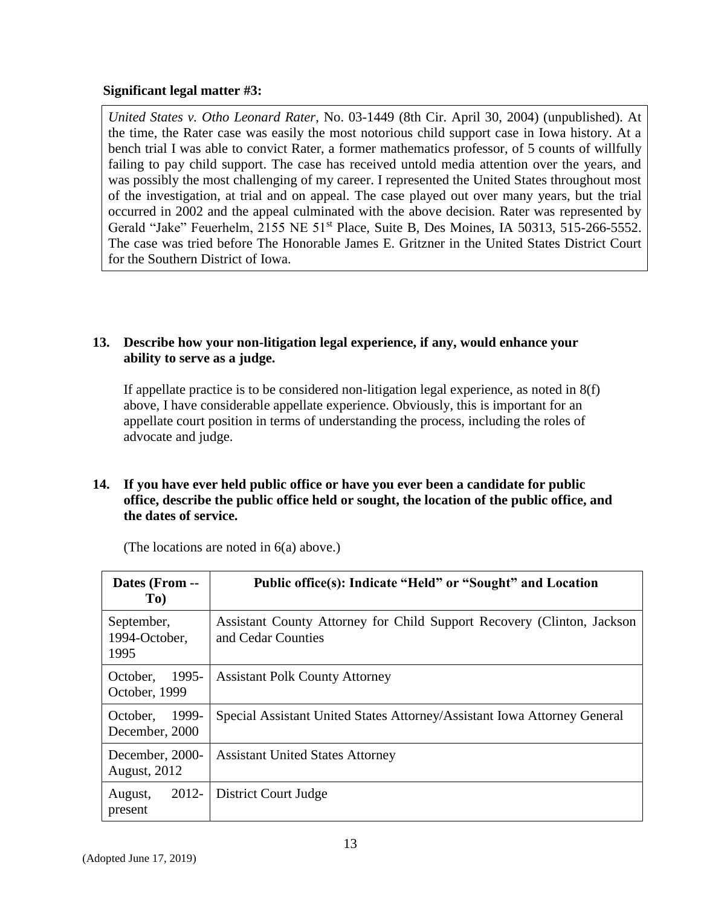**Significant legal matter #3:**

*United States v. Otho Leonard Rater*, No. 03-1449 (8th Cir. April 30, 2004) (unpublished). At the time, the Rater case was easily the most notorious child support case in Iowa history. At a bench trial I was able to convict Rater, a former mathematics professor, of 5 counts of willfully failing to pay child support. The case has received untold media attention over the years, and was possibly the most challenging of my career. I represented the United States throughout most of the investigation, at trial and on appeal. The case played out over many years, but the trial occurred in 2002 and the appeal culminated with the above decision. Rater was represented by Gerald "Jake" Feuerhelm, 2155 NE 51st Place, Suite B, Des Moines, IA 50313, 515-266-5552. The case was tried before The Honorable James E. Gritzner in the United States District Court for the Southern District of Iowa.

**13. Describe how your non-litigation legal experience, if any, would enhance your ability to serve as a judge.**

If appellate practice is to be considered non-litigation legal experience, as noted in 8(f) above, I have considerable appellate experience. Obviously, this is important for an appellate court position in terms of understanding the process, including the roles of advocate and judge.

**14. If you have ever held public office or have you ever been a candidate for public office, describe the public office held or sought, the location of the public office, and the dates of service.**

(The locations are noted in 6(a) above.)

| Dates (From -- To) | Public office(s): Indicate "Held" or "Sought" and Location |
|---|---|
| September, 1994-October, 1995 | Assistant County Attorney for Child Support Recovery (Clinton, Jackson and Cedar Counties |
| October, 1995-October, 1999 | Assistant Polk County Attorney |
| October, 1999-December, 2000 | Special Assistant United States Attorney/Assistant Iowa Attorney General |
| December, 2000-August, 2012 | Assistant United States Attorney |
| August, 2012-present | District Court Judge |

(Adopted June 17, 2019)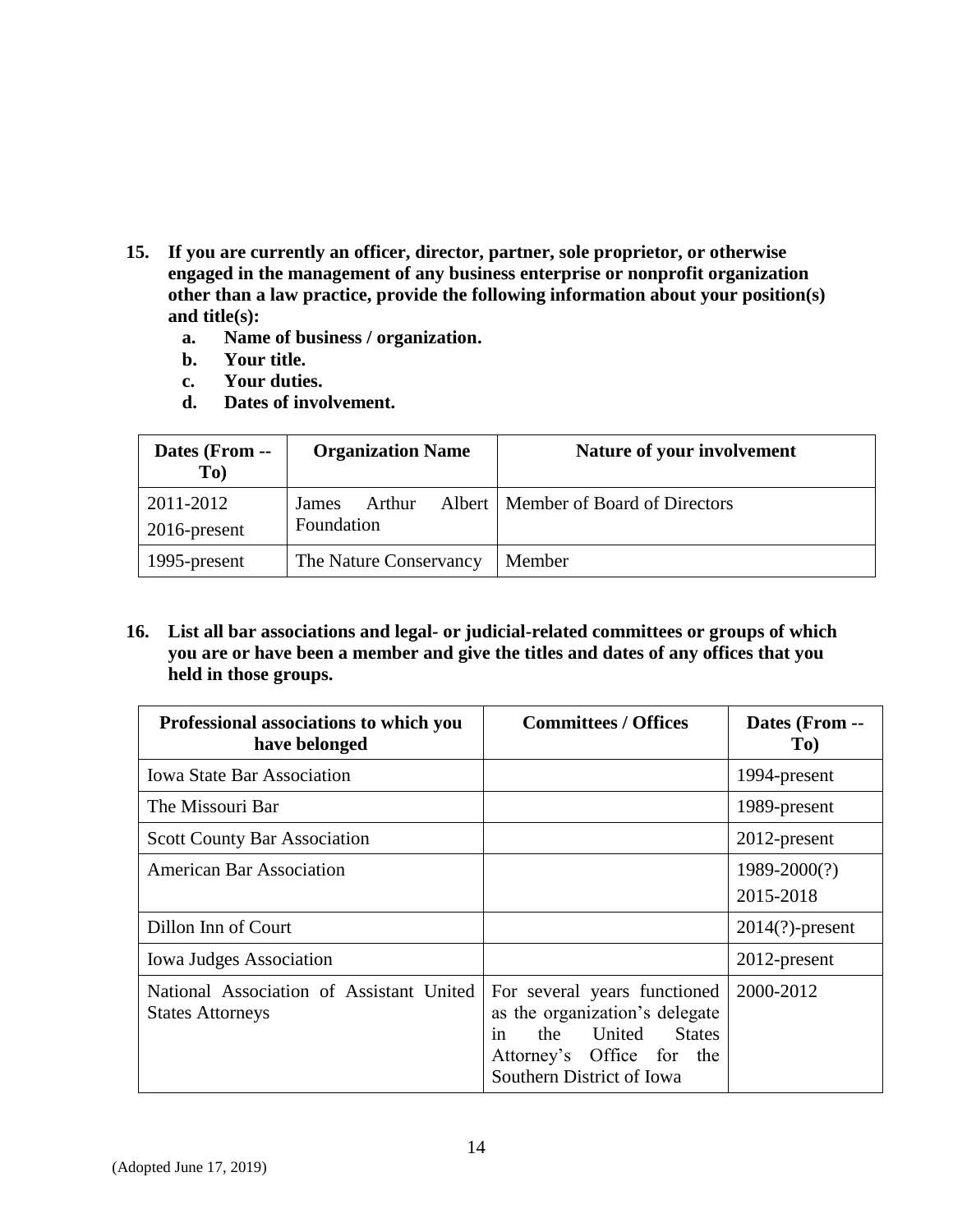**15. If you are currently an officer, director, partner, sole proprietor, or otherwise engaged in the management of any business enterprise or nonprofit organization other than a law practice, provide the following information about your position(s) and title(s):**

- **a. Name of business / organization.**
- **b. Your title.**
- **c. Your duties.**
- **d. Dates of involvement.**

| Dates (From -- To) | Organization Name | Nature of your involvement |
|---|---|---|
| 2011-2012<br>2016-present | James Arthur Albert Foundation | Member of Board of Directors |
| 1995-present | The Nature Conservancy | Member |

**16. List all bar associations and legal- or judicial-related committees or groups of which you are or have been a member and give the titles and dates of any offices that you held in those groups.**

| Professional associations to which you have belonged | Committees / Offices | Dates (From -- To) |
|---|---|---|
| Iowa State Bar Association | | 1994-present |
| The Missouri Bar | | 1989-present |
| Scott County Bar Association | | 2012-present |
| American Bar Association | | 1989-2000(?)<br>2015-2018 |
| Dillon Inn of Court | | 2014(?)-present |
| Iowa Judges Association | | 2012-present |
| National Association of Assistant United States Attorneys | For several years functioned as the organization's delegate in the United States Attorney's Office for the Southern District of Iowa | 2000-2012 |

(Adopted June 17, 2019)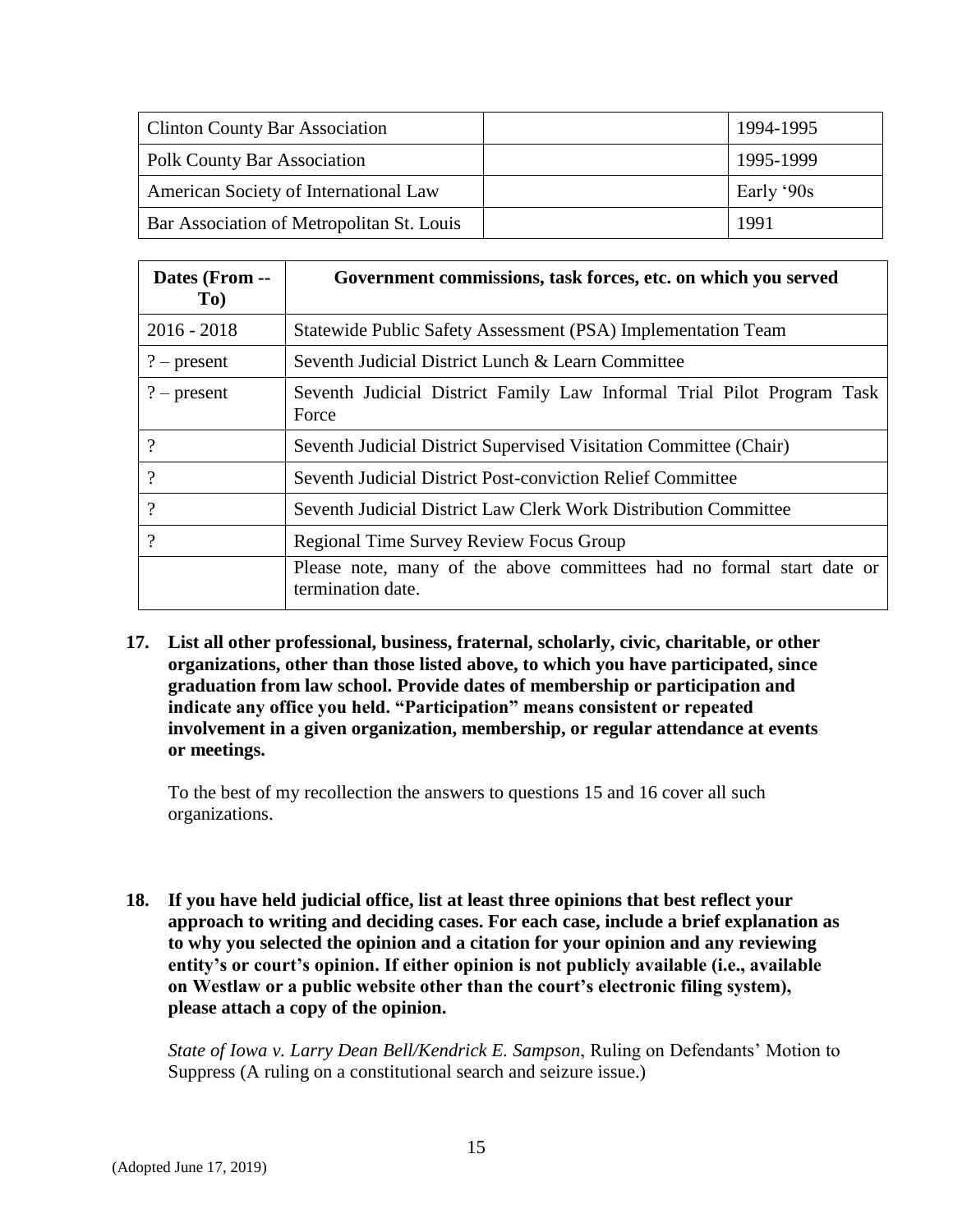| Clinton County Bar Association | | 1994-1995 |
|---|---|---|
| Polk County Bar Association | | 1995-1999 |
| American Society of International Law | | Early '90s |
| Bar Association of Metropolitan St. Louis | | 1991 |

| Dates (From -- To) | Government commissions, task forces, etc. on which you served |
|---|---|
| 2016 - 2018 | Statewide Public Safety Assessment (PSA) Implementation Team |
| ? – present | Seventh Judicial District Lunch & Learn Committee |
| ? – present | Seventh Judicial District Family Law Informal Trial Pilot Program Task Force |
| ? | Seventh Judicial District Supervised Visitation Committee (Chair) |
| ? | Seventh Judicial District Post-conviction Relief Committee |
| ? | Seventh Judicial District Law Clerk Work Distribution Committee |
| ? | Regional Time Survey Review Focus Group |
| | Please note, many of the above committees had no formal start date or termination date. |

**17. List all other professional, business, fraternal, scholarly, civic, charitable, or other organizations, other than those listed above, to which you have participated, since graduation from law school. Provide dates of membership or participation and indicate any office you held. "Participation" means consistent or repeated involvement in a given organization, membership, or regular attendance at events or meetings.**

To the best of my recollection the answers to questions 15 and 16 cover all such organizations.

**18. If you have held judicial office, list at least three opinions that best reflect your approach to writing and deciding cases. For each case, include a brief explanation as to why you selected the opinion and a citation for your opinion and any reviewing entity's or court's opinion. If either opinion is not publicly available (i.e., available on Westlaw or a public website other than the court's electronic filing system), please attach a copy of the opinion.**

*State of Iowa v. Larry Dean Bell/Kendrick E. Sampson*, Ruling on Defendants' Motion to Suppress (A ruling on a constitutional search and seizure issue.)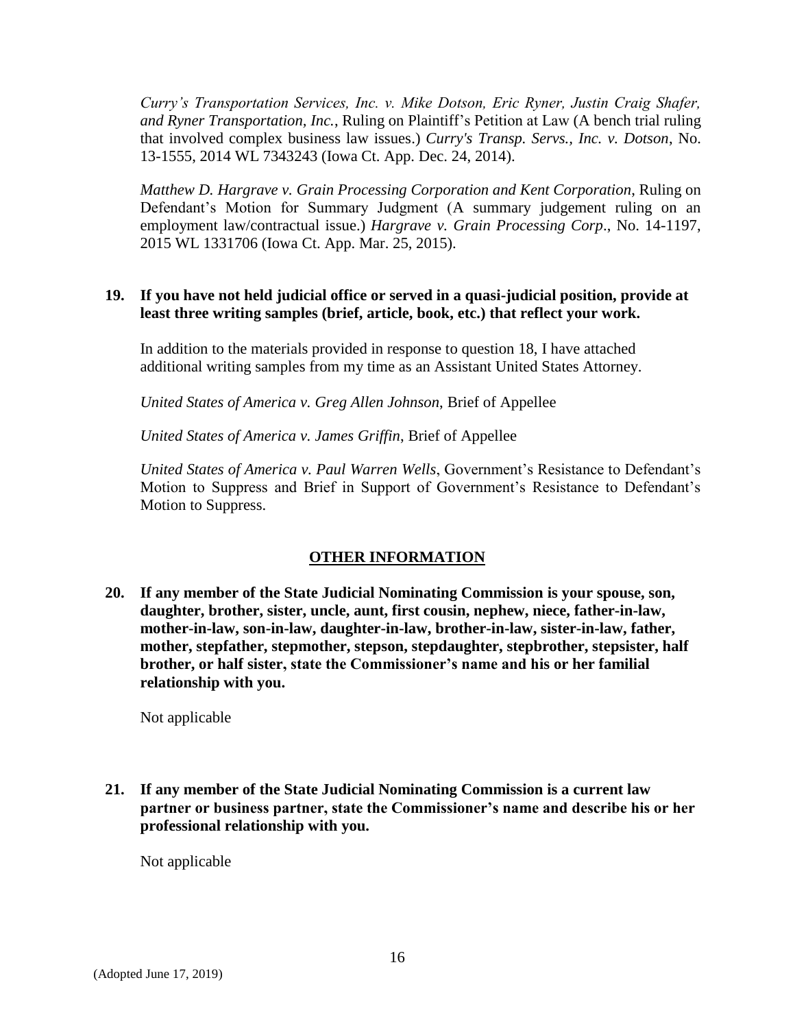*Curry's Transportation Services, Inc. v. Mike Dotson, Eric Ryner, Justin Craig Shafer, and Ryner Transportation, Inc.*, Ruling on Plaintiff's Petition at Law (A bench trial ruling that involved complex business law issues.) *Curry's Transp. Servs., Inc. v. Dotson*, No. 13-1555, 2014 WL 7343243 (Iowa Ct. App. Dec. 24, 2014).

*Matthew D. Hargrave v. Grain Processing Corporation and Kent Corporation*, Ruling on Defendant's Motion for Summary Judgment (A summary judgement ruling on an employment law/contractual issue.) *Hargrave v. Grain Processing Corp*., No. 14-1197, 2015 WL 1331706 (Iowa Ct. App. Mar. 25, 2015).

**19. If you have not held judicial office or served in a quasi-judicial position, provide at least three writing samples (brief, article, book, etc.) that reflect your work.**

In addition to the materials provided in response to question 18, I have attached additional writing samples from my time as an Assistant United States Attorney.

*United States of America v. Greg Allen Johnson*, Brief of Appellee

*United States of America v. James Griffin*, Brief of Appellee

*United States of America v. Paul Warren Wells*, Government's Resistance to Defendant's Motion to Suppress and Brief in Support of Government's Resistance to Defendant's Motion to Suppress.

## OTHER INFORMATION

**20. If any member of the State Judicial Nominating Commission is your spouse, son, daughter, brother, sister, uncle, aunt, first cousin, nephew, niece, father-in-law, mother-in-law, son-in-law, daughter-in-law, brother-in-law, sister-in-law, father, mother, stepfather, stepmother, stepson, stepdaughter, stepbrother, stepsister, half brother, or half sister, state the Commissioner's name and his or her familial relationship with you.**

Not applicable

**21. If any member of the State Judicial Nominating Commission is a current law partner or business partner, state the Commissioner's name and describe his or her professional relationship with you.**

Not applicable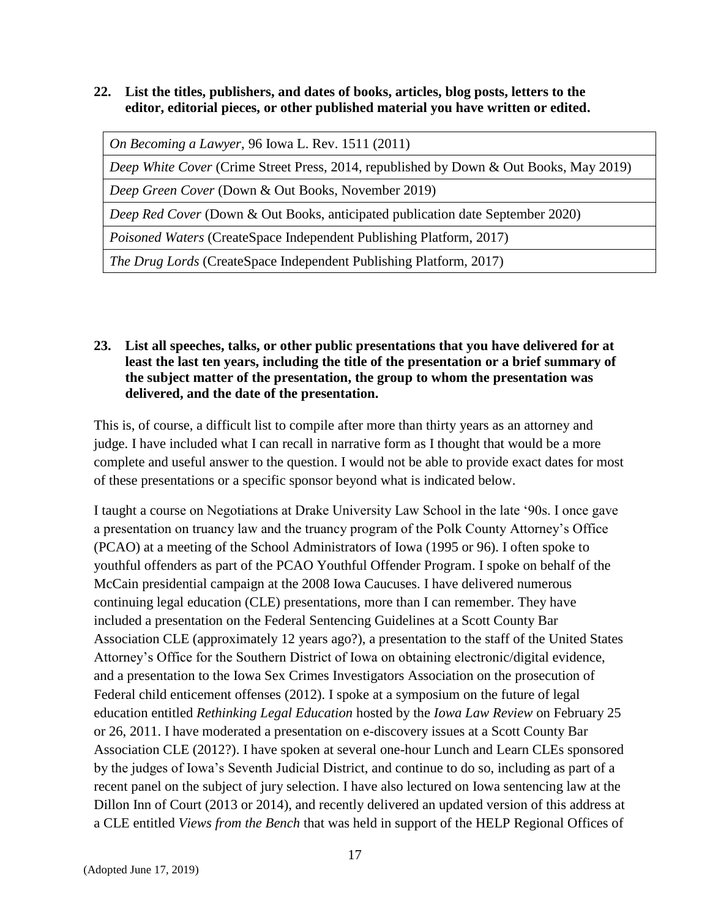**22. List the titles, publishers, and dates of books, articles, blog posts, letters to the editor, editorial pieces, or other published material you have written or edited.**

| |
|---|
| *On Becoming a Lawyer*, 96 Iowa L. Rev. 1511 (2011) |
| *Deep White Cover* (Crime Street Press, 2014, republished by Down & Out Books, May 2019) |
| *Deep Green Cover* (Down & Out Books, November 2019) |
| *Deep Red Cover* (Down & Out Books, anticipated publication date September 2020) |
| *Poisoned Waters* (CreateSpace Independent Publishing Platform, 2017) |
| *The Drug Lords* (CreateSpace Independent Publishing Platform, 2017) |

**23. List all speeches, talks, or other public presentations that you have delivered for at least the last ten years, including the title of the presentation or a brief summary of the subject matter of the presentation, the group to whom the presentation was delivered, and the date of the presentation.**

This is, of course, a difficult list to compile after more than thirty years as an attorney and judge. I have included what I can recall in narrative form as I thought that would be a more complete and useful answer to the question. I would not be able to provide exact dates for most of these presentations or a specific sponsor beyond what is indicated below.

I taught a course on Negotiations at Drake University Law School in the late '90s. I once gave a presentation on truancy law and the truancy program of the Polk County Attorney's Office (PCAO) at a meeting of the School Administrators of Iowa (1995 or 96). I often spoke to youthful offenders as part of the PCAO Youthful Offender Program. I spoke on behalf of the McCain presidential campaign at the 2008 Iowa Caucuses. I have delivered numerous continuing legal education (CLE) presentations, more than I can remember. They have included a presentation on the Federal Sentencing Guidelines at a Scott County Bar Association CLE (approximately 12 years ago?), a presentation to the staff of the United States Attorney's Office for the Southern District of Iowa on obtaining electronic/digital evidence, and a presentation to the Iowa Sex Crimes Investigators Association on the prosecution of Federal child enticement offenses (2012). I spoke at a symposium on the future of legal education entitled *Rethinking Legal Education* hosted by the *Iowa Law Review* on February 25 or 26, 2011. I have moderated a presentation on e-discovery issues at a Scott County Bar Association CLE (2012?). I have spoken at several one-hour Lunch and Learn CLEs sponsored by the judges of Iowa's Seventh Judicial District, and continue to do so, including as part of a recent panel on the subject of jury selection. I have also lectured on Iowa sentencing law at the Dillon Inn of Court (2013 or 2014), and recently delivered an updated version of this address at a CLE entitled *Views from the Bench* that was held in support of the HELP Regional Offices of

(Adopted June 17, 2019)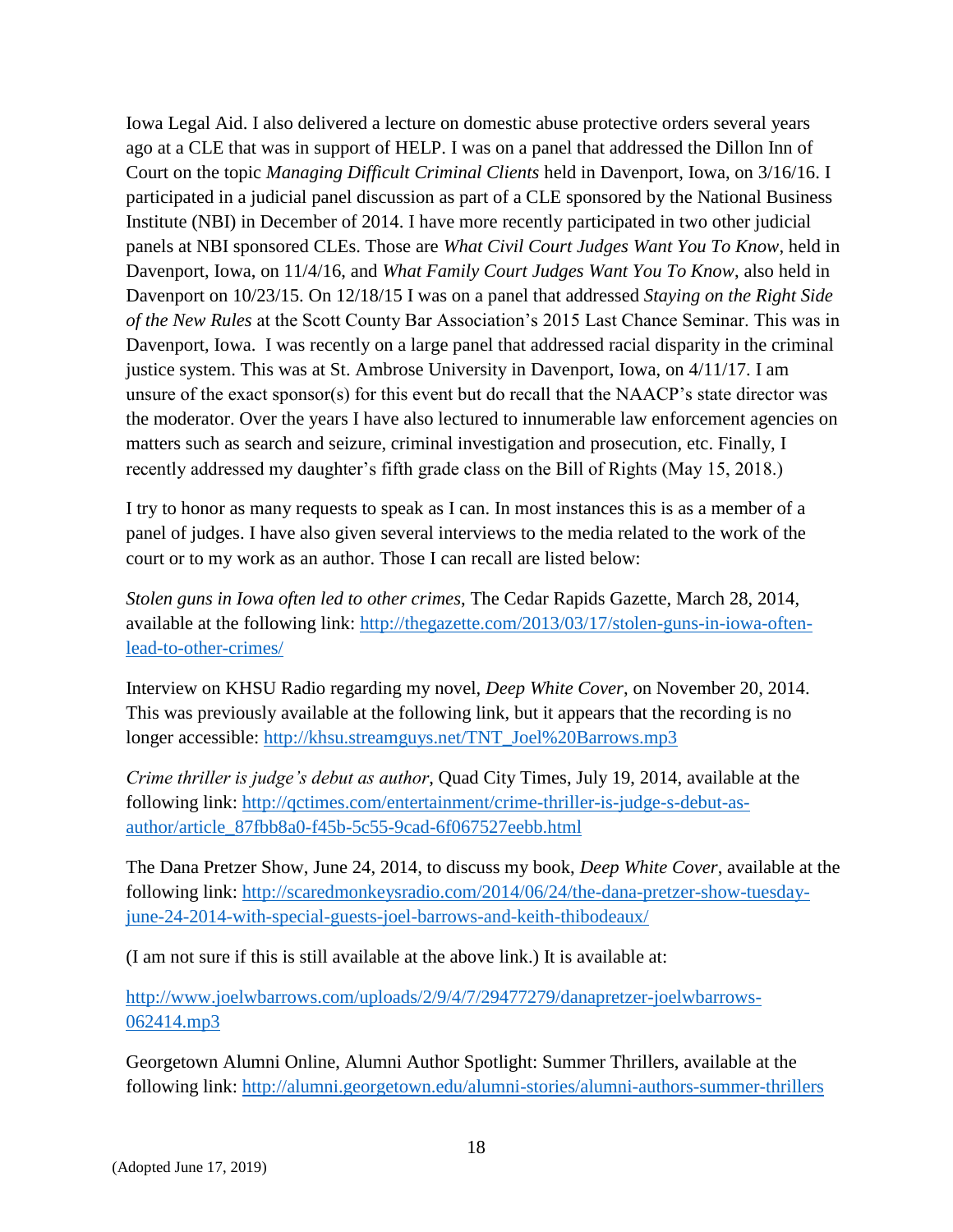Iowa Legal Aid. I also delivered a lecture on domestic abuse protective orders several years ago at a CLE that was in support of HELP. I was on a panel that addressed the Dillon Inn of Court on the topic *Managing Difficult Criminal Clients* held in Davenport, Iowa, on 3/16/16. I participated in a judicial panel discussion as part of a CLE sponsored by the National Business Institute (NBI) in December of 2014. I have more recently participated in two other judicial panels at NBI sponsored CLEs. Those are *What Civil Court Judges Want You To Know*, held in Davenport, Iowa, on 11/4/16, and *What Family Court Judges Want You To Know*, also held in Davenport on 10/23/15. On 12/18/15 I was on a panel that addressed *Staying on the Right Side of the New Rules* at the Scott County Bar Association's 2015 Last Chance Seminar. This was in Davenport, Iowa. I was recently on a large panel that addressed racial disparity in the criminal justice system. This was at St. Ambrose University in Davenport, Iowa, on 4/11/17. I am unsure of the exact sponsor(s) for this event but do recall that the NAACP's state director was the moderator. Over the years I have also lectured to innumerable law enforcement agencies on matters such as search and seizure, criminal investigation and prosecution, etc. Finally, I recently addressed my daughter's fifth grade class on the Bill of Rights (May 15, 2018.)

I try to honor as many requests to speak as I can. In most instances this is as a member of a panel of judges. I have also given several interviews to the media related to the work of the court or to my work as an author. Those I can recall are listed below:

*Stolen guns in Iowa often led to other crimes*, The Cedar Rapids Gazette, March 28, 2014, available at the following link: http://thegazette.com/2013/03/17/stolen-guns-in-iowa-often-lead-to-other-crimes/

Interview on KHSU Radio regarding my novel, *Deep White Cover*, on November 20, 2014. This was previously available at the following link, but it appears that the recording is no longer accessible: http://khsu.streamguys.net/TNT_Joel%20Barrows.mp3

*Crime thriller is judge's debut as author*, Quad City Times, July 19, 2014, available at the following link: http://qctimes.com/entertainment/crime-thriller-is-judge-s-debut-as-author/article_87fbb8a0-f45b-5c55-9cad-6f067527eebb.html

The Dana Pretzer Show, June 24, 2014, to discuss my book, *Deep White Cover*, available at the following link: http://scaredmonkeysradio.com/2014/06/24/the-dana-pretzer-show-tuesday-june-24-2014-with-special-guests-joel-barrows-and-keith-thibodeaux/

(I am not sure if this is still available at the above link.) It is available at:

http://www.joelwbarrows.com/uploads/2/9/4/7/29477279/danapretzer-joelwbarrows-062414.mp3

Georgetown Alumni Online, Alumni Author Spotlight: Summer Thrillers, available at the following link: http://alumni.georgetown.edu/alumni-stories/alumni-authors-summer-thrillers

(Adopted June 17, 2019)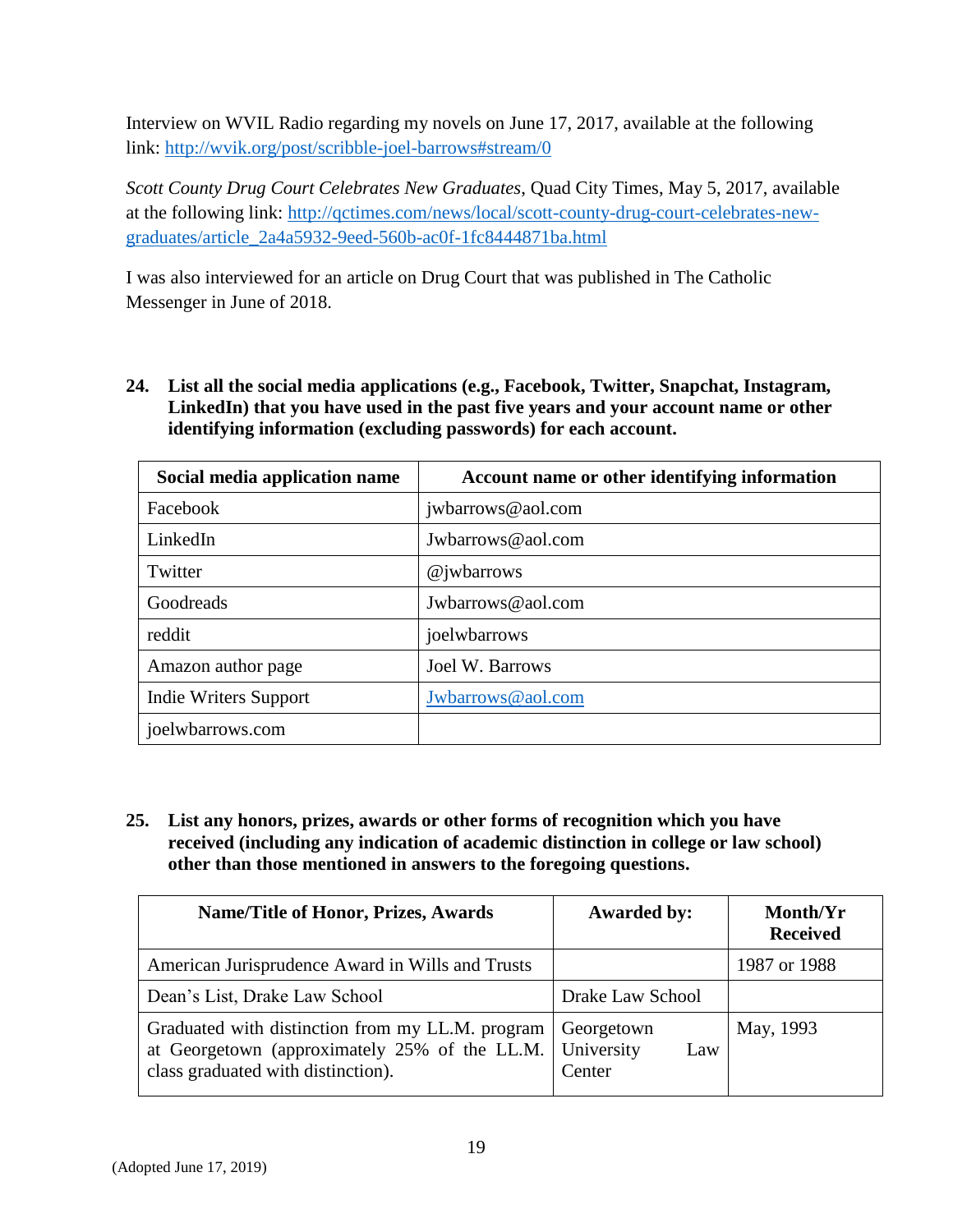Interview on WVIL Radio regarding my novels on June 17, 2017, available at the following link: [http://wvik.org/post/scribble-joel-barrows#stream/0](http://wvik.org/post/scribble-joel-barrows#stream/0)

*Scott County Drug Court Celebrates New Graduates*, Quad City Times, May 5, 2017, available at the following link: [http://qctimes.com/news/local/scott-county-drug-court-celebrates-new-graduates/article_2a4a5932-9eed-560b-ac0f-1fc8444871ba.html](http://qctimes.com/news/local/scott-county-drug-court-celebrates-new-graduates/article_2a4a5932-9eed-560b-ac0f-1fc8444871ba.html)

I was also interviewed for an article on Drug Court that was published in The Catholic Messenger in June of 2018.

**24. List all the social media applications (e.g., Facebook, Twitter, Snapchat, Instagram, LinkedIn) that you have used in the past five years and your account name or other identifying information (excluding passwords) for each account.**

| Social media application name | Account name or other identifying information |
|---|---|
| Facebook | jwbarrows@aol.com |
| LinkedIn | Jwbarrows@aol.com |
| Twitter | @jwbarrows |
| Goodreads | Jwbarrows@aol.com |
| reddit | joelwbarrows |
| Amazon author page | Joel W. Barrows |
| Indie Writers Support | Jwbarrows@aol.com |
| joelwbarrows.com | |

**25. List any honors, prizes, awards or other forms of recognition which you have received (including any indication of academic distinction in college or law school) other than those mentioned in answers to the foregoing questions.**

| Name/Title of Honor, Prizes, Awards | Awarded by: | Month/Yr Received |
|---|---|---|
| American Jurisprudence Award in Wills and Trusts | | 1987 or 1988 |
| Dean's List, Drake Law School | Drake Law School | |
| Graduated with distinction from my LL.M. program at Georgetown (approximately 25% of the LL.M. class graduated with distinction). | Georgetown University Law Center | May, 1993 |

(Adopted June 17, 2019)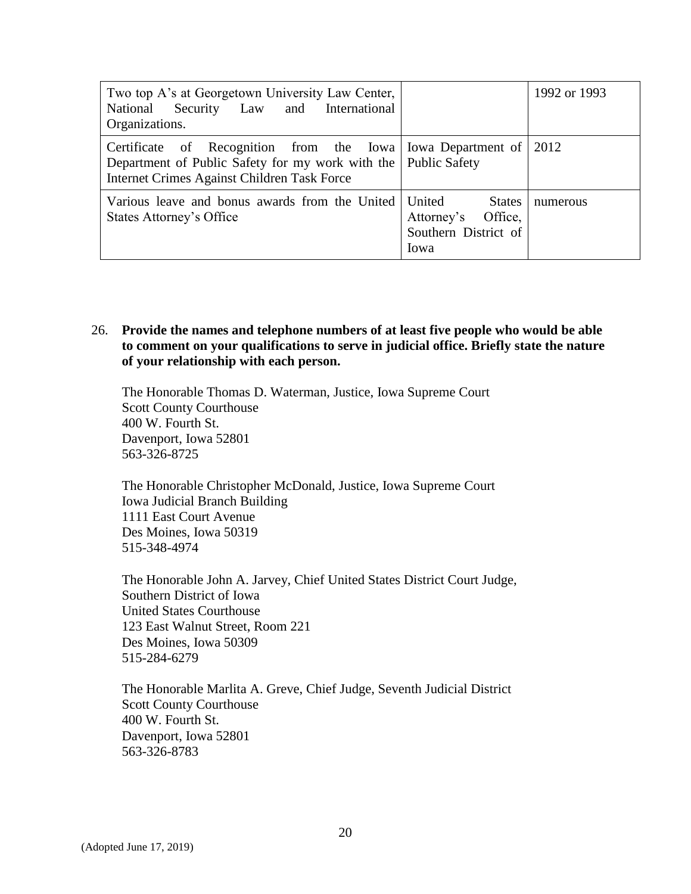| Two top A's at Georgetown University Law Center, National Security Law and International Organizations. | | 1992 or 1993 |
|---|---|---|
| Certificate of Recognition from the Iowa Department of Public Safety for my work with the Internet Crimes Against Children Task Force | Iowa Department of Public Safety | 2012 |
| Various leave and bonus awards from the United States Attorney's Office | United States Attorney's Office, Southern District of Iowa | numerous |

26. **Provide the names and telephone numbers of at least five people who would be able to comment on your qualifications to serve in judicial office. Briefly state the nature of your relationship with each person.**

The Honorable Thomas D. Waterman, Justice, Iowa Supreme Court
Scott County Courthouse
400 W. Fourth St.
Davenport, Iowa 52801
563-326-8725

The Honorable Christopher McDonald, Justice, Iowa Supreme Court
Iowa Judicial Branch Building
1111 East Court Avenue
Des Moines, Iowa 50319
515-348-4974

The Honorable John A. Jarvey, Chief United States District Court Judge, Southern District of Iowa
United States Courthouse
123 East Walnut Street, Room 221
Des Moines, Iowa 50309
515-284-6279

The Honorable Marlita A. Greve, Chief Judge, Seventh Judicial District
Scott County Courthouse
400 W. Fourth St.
Davenport, Iowa 52801
563-326-8783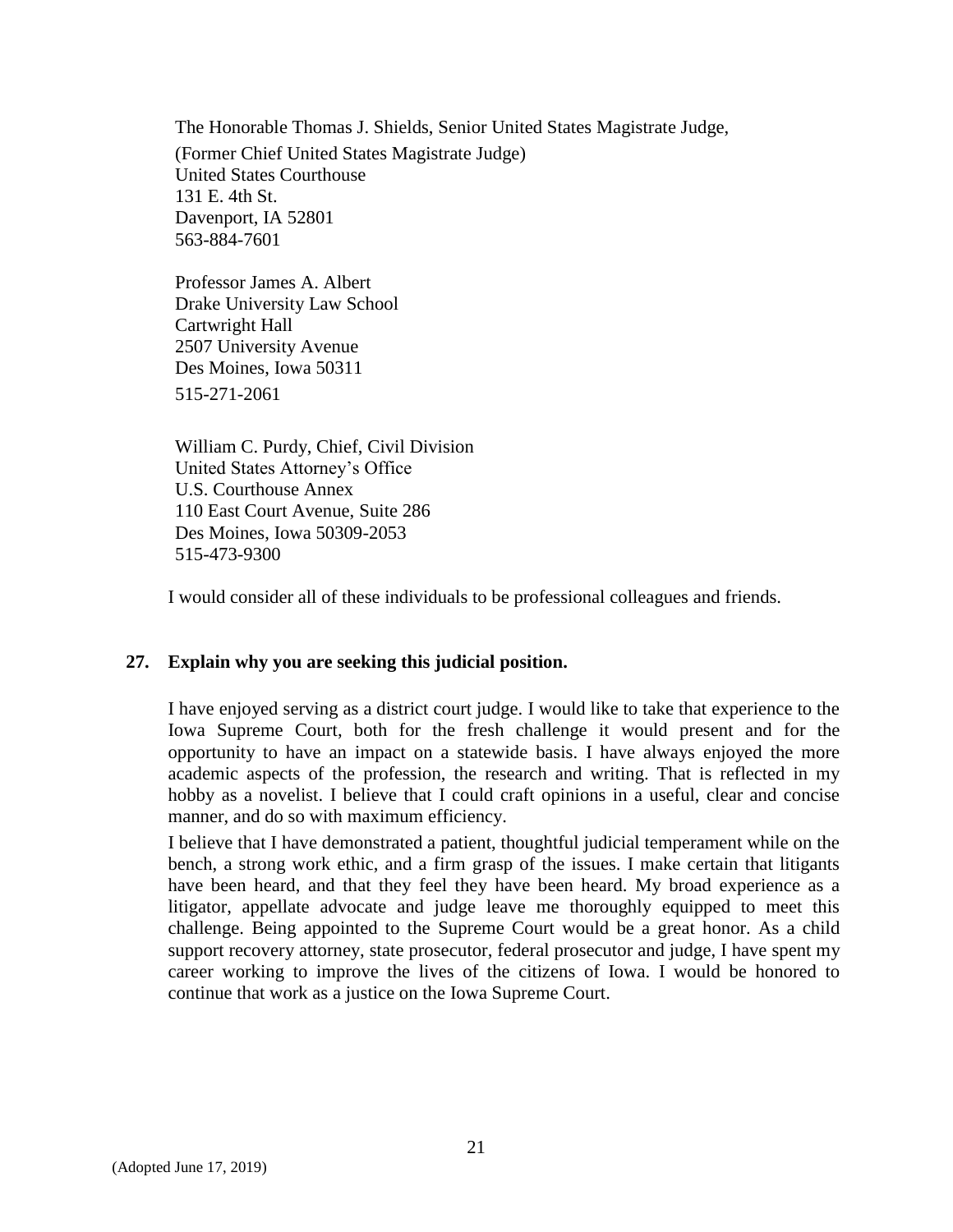The Honorable Thomas J. Shields, Senior United States Magistrate Judge,
(Former Chief United States Magistrate Judge)
United States Courthouse
131 E. 4th St.
Davenport, IA 52801
563-884-7601

Professor James A. Albert
Drake University Law School
Cartwright Hall
2507 University Avenue
Des Moines, Iowa 50311
515-271-2061

William C. Purdy, Chief, Civil Division
United States Attorney's Office
U.S. Courthouse Annex
110 East Court Avenue, Suite 286
Des Moines, Iowa 50309-2053
515-473-9300

I would consider all of these individuals to be professional colleagues and friends.

**27. Explain why you are seeking this judicial position.**

I have enjoyed serving as a district court judge. I would like to take that experience to the Iowa Supreme Court, both for the fresh challenge it would present and for the opportunity to have an impact on a statewide basis. I have always enjoyed the more academic aspects of the profession, the research and writing. That is reflected in my hobby as a novelist. I believe that I could craft opinions in a useful, clear and concise manner, and do so with maximum efficiency.

I believe that I have demonstrated a patient, thoughtful judicial temperament while on the bench, a strong work ethic, and a firm grasp of the issues. I make certain that litigants have been heard, and that they feel they have been heard. My broad experience as a litigator, appellate advocate and judge leave me thoroughly equipped to meet this challenge. Being appointed to the Supreme Court would be a great honor. As a child support recovery attorney, state prosecutor, federal prosecutor and judge, I have spent my career working to improve the lives of the citizens of Iowa. I would be honored to continue that work as a justice on the Iowa Supreme Court.

(Adopted June 17, 2019)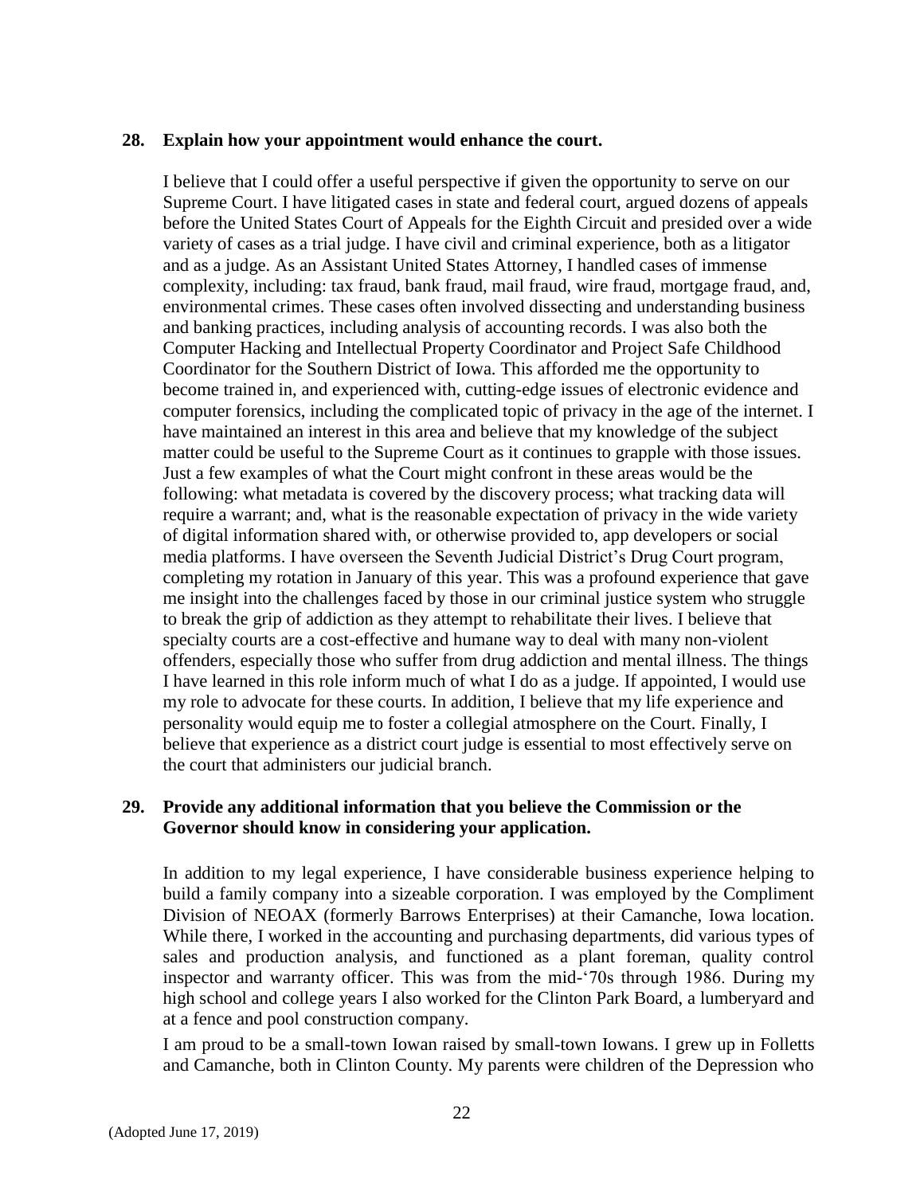**28. Explain how your appointment would enhance the court.**

I believe that I could offer a useful perspective if given the opportunity to serve on our Supreme Court. I have litigated cases in state and federal court, argued dozens of appeals before the United States Court of Appeals for the Eighth Circuit and presided over a wide variety of cases as a trial judge. I have civil and criminal experience, both as a litigator and as a judge. As an Assistant United States Attorney, I handled cases of immense complexity, including: tax fraud, bank fraud, mail fraud, wire fraud, mortgage fraud, and, environmental crimes. These cases often involved dissecting and understanding business and banking practices, including analysis of accounting records. I was also both the Computer Hacking and Intellectual Property Coordinator and Project Safe Childhood Coordinator for the Southern District of Iowa. This afforded me the opportunity to become trained in, and experienced with, cutting-edge issues of electronic evidence and computer forensics, including the complicated topic of privacy in the age of the internet. I have maintained an interest in this area and believe that my knowledge of the subject matter could be useful to the Supreme Court as it continues to grapple with those issues. Just a few examples of what the Court might confront in these areas would be the following: what metadata is covered by the discovery process; what tracking data will require a warrant; and, what is the reasonable expectation of privacy in the wide variety of digital information shared with, or otherwise provided to, app developers or social media platforms. I have overseen the Seventh Judicial District's Drug Court program, completing my rotation in January of this year. This was a profound experience that gave me insight into the challenges faced by those in our criminal justice system who struggle to break the grip of addiction as they attempt to rehabilitate their lives. I believe that specialty courts are a cost-effective and humane way to deal with many non-violent offenders, especially those who suffer from drug addiction and mental illness. The things I have learned in this role inform much of what I do as a judge. If appointed, I would use my role to advocate for these courts. In addition, I believe that my life experience and personality would equip me to foster a collegial atmosphere on the Court. Finally, I believe that experience as a district court judge is essential to most effectively serve on the court that administers our judicial branch.

**29. Provide any additional information that you believe the Commission or the Governor should know in considering your application.**

In addition to my legal experience, I have considerable business experience helping to build a family company into a sizeable corporation. I was employed by the Compliment Division of NEOAX (formerly Barrows Enterprises) at their Camanche, Iowa location. While there, I worked in the accounting and purchasing departments, did various types of sales and production analysis, and functioned as a plant foreman, quality control inspector and warranty officer. This was from the mid-'70s through 1986. During my high school and college years I also worked for the Clinton Park Board, a lumberyard and at a fence and pool construction company.

I am proud to be a small-town Iowan raised by small-town Iowans. I grew up in Folletts and Camanche, both in Clinton County. My parents were children of the Depression who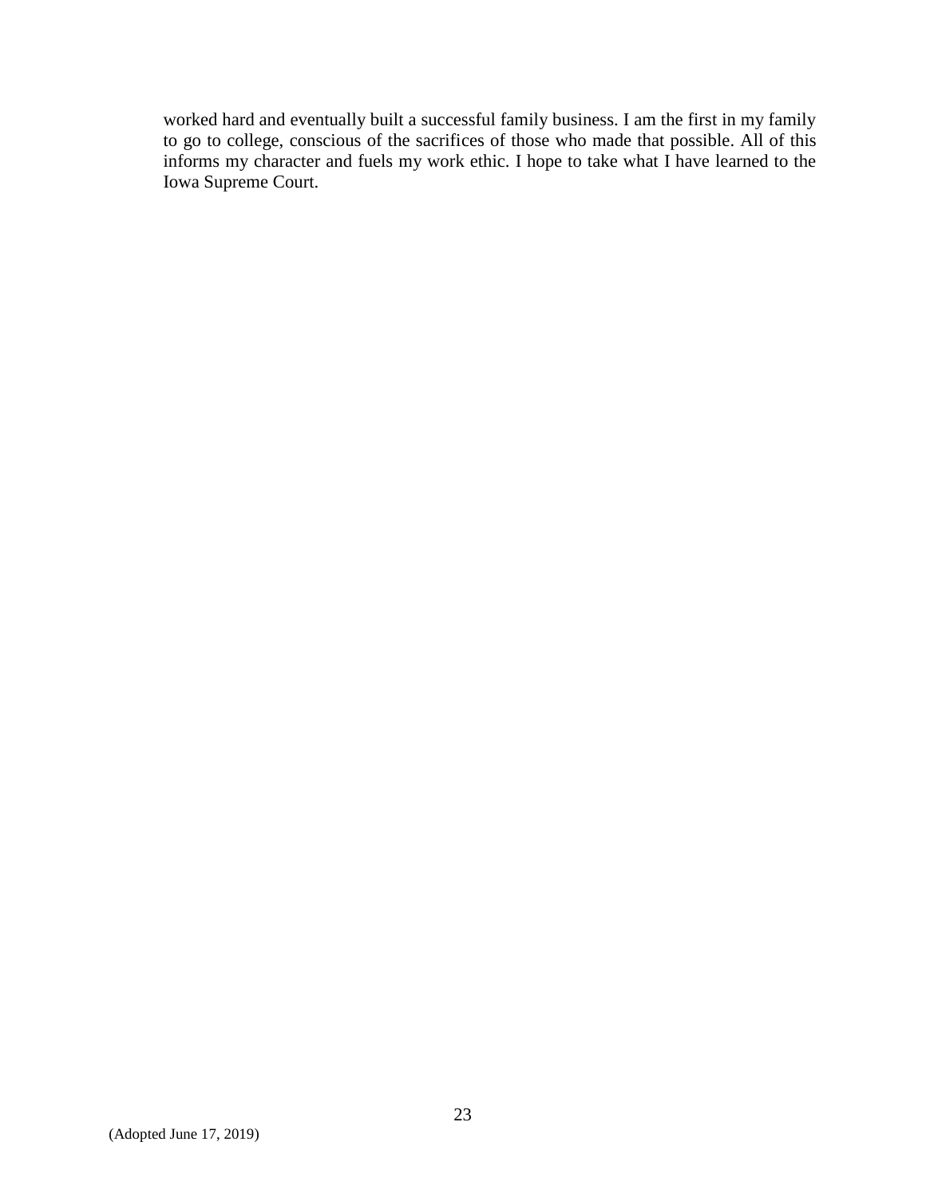worked hard and eventually built a successful family business. I am the first in my family to go to college, conscious of the sacrifices of those who made that possible. All of this informs my character and fuels my work ethic. I hope to take what I have learned to the Iowa Supreme Court.